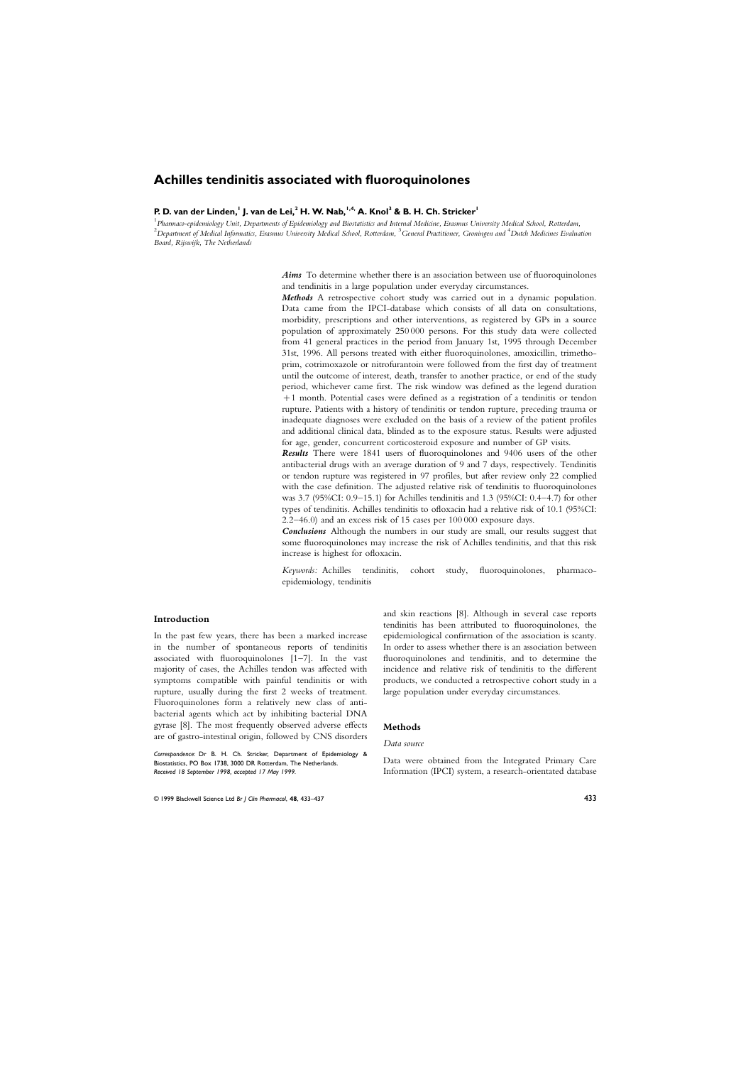# Achilles tendinitis associated with fluoroquinolones

**P. D. van der Linden,[1] J. van de Lei,[2] H. W. Nab,[1,4] A. Knol[3] & B. H. Ch. Stricker[1]**

[1]*Pharmaco-epidemiology Unit, Departments of Epidemiology and Biostatistics and Internal Medicine, Erasmus University Medical School, Rotterdam,* [2]*Department of Medical Informatics, Erasmus University Medical School, Rotterdam,* [3]*General Practitioner, Groningen and* [4]*Dutch Medicines Evaluation Board, Rijswijk, The Netherlands*

***Aims*** To determine whether there is an association between use of fluoroquinolones and tendinitis in a large population under everyday circumstances.

***Methods*** A retrospective cohort study was carried out in a dynamic population. Data came from the IPCI-database which consists of all data on consultations, morbidity, prescriptions and other interventions, as registered by GPs in a source population of approximately 250 000 persons. For this study data were collected from 41 general practices in the period from January 1st, 1995 through December 31st, 1996. All persons treated with either fluoroquinolones, amoxicillin, trimethoprim, cotrimoxazole or nitrofurantoin were followed from the first day of treatment until the outcome of interest, death, transfer to another practice, or end of the study period, whichever came first. The risk window was defined as the legend duration +1 month. Potential cases were defined as a registration of a tendinitis or tendon rupture. Patients with a history of tendinitis or tendon rupture, preceding trauma or inadequate diagnoses were excluded on the basis of a review of the patient profiles and additional clinical data, blinded as to the exposure status. Results were adjusted for age, gender, concurrent corticosteroid exposure and number of GP visits.

***Results*** There were 1841 users of fluoroquinolones and 9406 users of the other antibacterial drugs with an average duration of 9 and 7 days, respectively. Tendinitis or tendon rupture was registered in 97 profiles, but after review only 22 complied with the case definition. The adjusted relative risk of tendinitis to fluoroquinolones was 3.7 (95%CI: 0.9–15.1) for Achilles tendinitis and 1.3 (95%CI: 0.4–4.7) for other types of tendinitis. Achilles tendinitis to ofloxacin had a relative risk of 10.1 (95%CI: 2.2–46.0) and an excess risk of 15 cases per 100 000 exposure days.

***Conclusions*** Although the numbers in our study are small, our results suggest that some fluoroquinolones may increase the risk of Achilles tendinitis, and that this risk increase is highest for ofloxacin.

*Keywords:* Achilles tendinitis, cohort study, fluoroquinolones, pharmaco-epidemiology, tendinitis

## Introduction

In the past few years, there has been a marked increase in the number of spontaneous reports of tendinitis associated with fluoroquinolones [1–7]. In the vast majority of cases, the Achilles tendon was affected with symptoms compatible with painful tendinitis or with rupture, usually during the first 2 weeks of treatment. Fluoroquinolones form a relatively new class of antibacterial agents which act by inhibiting bacterial DNA gyrase [8]. The most frequently observed adverse effects are of gastro-intestinal origin, followed by CNS disorders and skin reactions [8]. Although in several case reports tendinitis has been attributed to fluoroquinolones, the epidemiological confirmation of the association is scanty. In order to assess whether there is an association between fluoroquinolones and tendinitis, and to determine the incidence and relative risk of tendinitis to the different products, we conducted a retrospective cohort study in a large population under everyday circumstances.

*Correspondence:* Dr B. H. Ch. Stricker, Department of Epidemiology & Biostatistics, PO Box 1738, 3000 DR Rotterdam, The Netherlands.
*Received 18 September 1998, accepted 17 May 1999.*

## Methods

### Data source

Data were obtained from the Integrated Primary Care Information (IPCI) system, a research-orientated database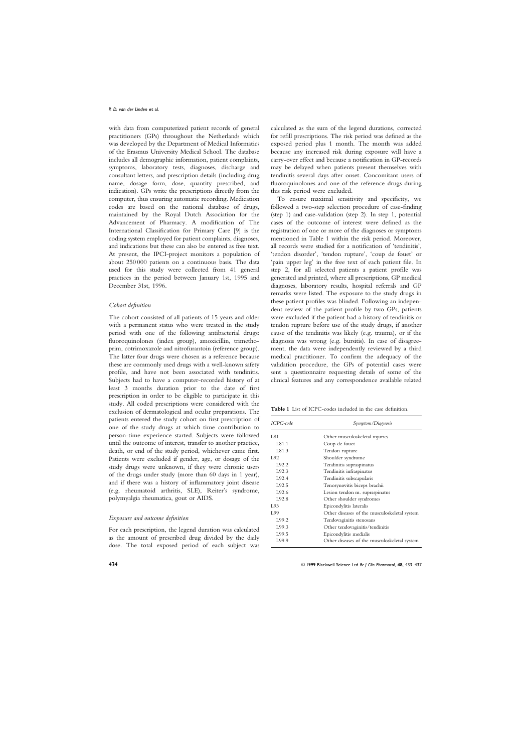with data from computerized patient records of general practitioners (GPs) throughout the Netherlands which was developed by the Department of Medical Informatics of the Erasmus University Medical School. The database includes all demographic information, patient complaints, symptoms, laboratory tests, diagnoses, discharge and consultant letters, and prescription details (including drug name, dosage form, dose, quantity prescribed, and indication). GPs write the prescriptions directly from the computer, thus ensuring automatic recording. Medication codes are based on the national database of drugs, maintained by the Royal Dutch Association for the Advancement of Pharmacy. A modification of The International Classification for Primary Care [9] is the coding system employed for patient complaints, diagnoses, and indications but these can also be entered as free text. At present, the IPCI-project monitors a population of about 250 000 patients on a continuous basis. The data used for this study were collected from 41 general practices in the period between January 1st, 1995 and December 31st, 1996.

### *Cohort definition*

The cohort consisted of all patients of 15 years and older with a permanent status who were treated in the study period with one of the following antibacterial drugs: fluoroquinolones (index group), amoxicillin, trimethoprim, cotrimoxazole and nitrofurantoin (reference group). The latter four drugs were chosen as a reference because these are commonly used drugs with a well-known safety profile, and have not been associated with tendinitis. Subjects had to have a computer-recorded history of at least 3 months duration prior to the date of first prescription in order to be eligible to participate in this study. All coded prescriptions were considered with the exclusion of dermatological and ocular preparations. The patients entered the study cohort on first prescription of one of the study drugs at which time contribution to person-time experience started. Subjects were followed until the outcome of interest, transfer to another practice, death, or end of the study period, whichever came first. Patients were excluded if gender, age, or dosage of the study drugs were unknown, if they were chronic users of the drugs under study (more than 60 days in 1 year), and if there was a history of inflammatory joint disease (e.g. rheumatoid arthritis, SLE), Reiter's syndrome, polymyalgia rheumatica, gout or AIDS.

### *Exposure and outcome definition*

For each prescription, the legend duration was calculated as the amount of prescribed drug divided by the daily dose. The total exposed period of each subject was calculated as the sum of the legend durations, corrected for refill prescriptions. The risk period was defined as the exposed period plus 1 month. The month was added because any increased risk during exposure will have a carry-over effect and because a notification in GP-records may be delayed when patients present themselves with tendinitis several days after onset. Concomitant users of fluoroquinolones and one of the reference drugs during this risk period were excluded.

To ensure maximal sensitivity and specificity, we followed a two-step selection procedure of case-finding (step 1) and case-validation (step 2). In step 1, potential cases of the outcome of interest were defined as the registration of one or more of the diagnoses or symptoms mentioned in Table 1 within the risk period. Moreover, all records were studied for a notification of 'tendinitis', 'tendon disorder', 'tendon rupture', 'coup de fouet' or 'pain upper leg' in the free text of each patient file. In step 2, for all selected patients a patient profile was generated and printed, where all prescriptions, GP medical diagnoses, laboratory results, hospital referrals and GP remarks were listed. The exposure to the study drugs in these patient profiles was blinded. Following an independent review of the patient profile by two GPs, patients were excluded if the patient had a history of tendinitis or tendon rupture before use of the study drugs, if another cause of the tendinitis was likely (e.g. trauma), or if the diagnosis was wrong (e.g. bursitis). In case of disagreement, the data were independently reviewed by a third medical practitioner. To confirm the adequacy of the validation procedure, the GPs of potential cases were sent a questionnaire requesting details of some of the clinical features and any correspondence available related

**Table 1** List of ICPC-codes included in the case definition.

| *ICPC-code* | *Symptom/Diagnosis* |
|---|---|
| L81 | Other musculoskeletal injuries |
| L81.1 | Coup de fouet |
| L81.3 | Tendon rupture |
| L92 | Shoulder syndrome |
| L92.2 | Tendinitis supraspinatus |
| L92.3 | Tendinitis infraspinatus |
| L92.4 | Tendinitis subscapularis |
| L92.5 | Tenosynovitis biceps brachii |
| L92.6 | Lesion tendon m. supraspinatus |
| L92.8 | Other shoulder syndromes |
| L93 | Epicondylitis lateralis |
| L99 | Other diseases of the musculoskeletal system |
| L99.2 | Tendovaginitis stenosans |
| L99.3 | Other tendovaginitis/tendinitis |
| L99.5 | Epicondylitis medialis |
| L99.9 | Other diseases of the musculoskeletal system |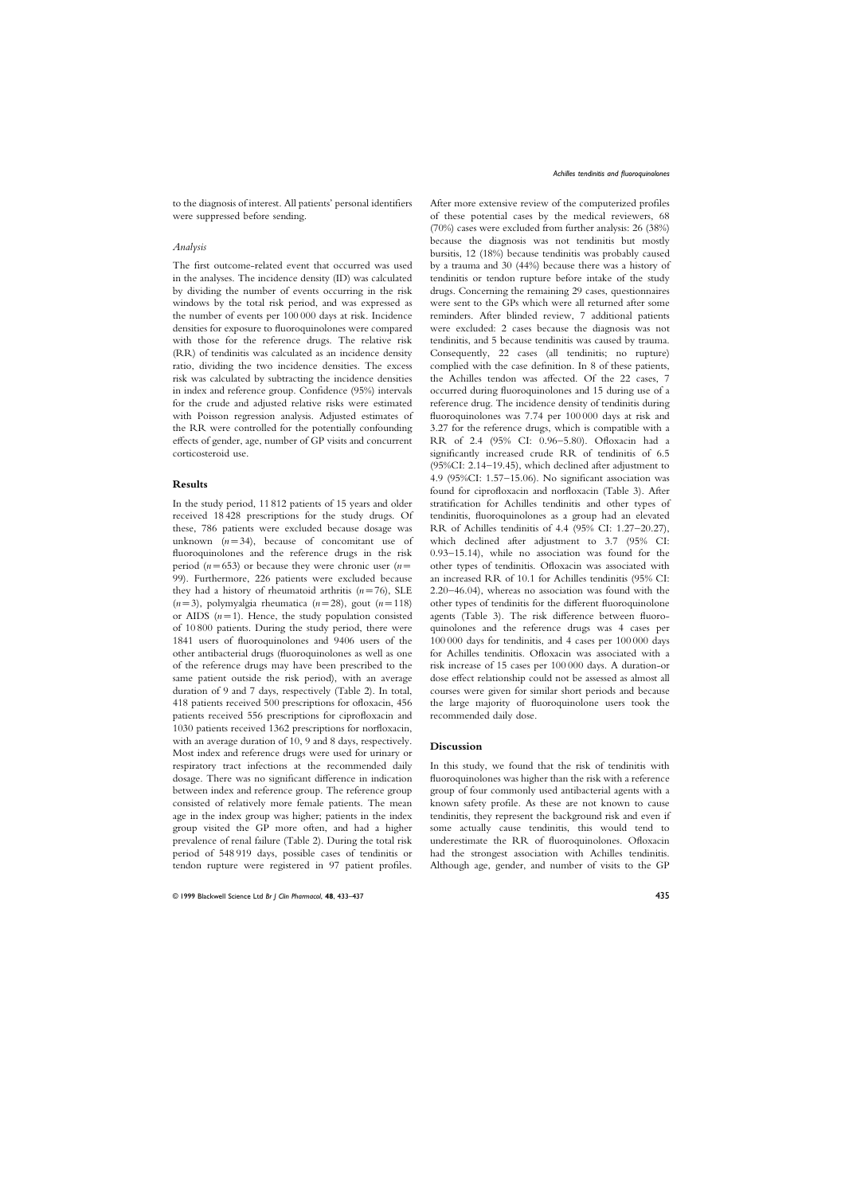to the diagnosis of interest. All patients' personal identifiers were suppressed before sending.

### *Analysis*

The first outcome-related event that occurred was used in the analyses. The incidence density (ID) was calculated by dividing the number of events occurring in the risk windows by the total risk period, and was expressed as the number of events per 100 000 days at risk. Incidence densities for exposure to fluoroquinolones were compared with those for the reference drugs. The relative risk (RR) of tendinitis was calculated as an incidence density ratio, dividing the two incidence densities. The excess risk was calculated by subtracting the incidence densities in index and reference group. Confidence (95%) intervals for the crude and adjusted relative risks were estimated with Poisson regression analysis. Adjusted estimates of the RR were controlled for the potentially confounding effects of gender, age, number of GP visits and concurrent corticosteroid use.

## Results

In the study period, 11 812 patients of 15 years and older received 18 428 prescriptions for the study drugs. Of these, 786 patients were excluded because dosage was unknown ($n=34$), because of concomitant use of fluoroquinolones and the reference drugs in the risk period ($n=653$) or because they were chronic user ($n=99$). Furthermore, 226 patients were excluded because they had a history of rheumatoid arthritis ($n=76$), SLE ($n=3$), polymyalgia rheumatica ($n=28$), gout ($n=118$) or AIDS ($n=1$). Hence, the study population consisted of 10 800 patients. During the study period, there were 1841 users of fluoroquinolones and 9406 users of the other antibacterial drugs (fluoroquinolones as well as one of the reference drugs may have been prescribed to the same patient outside the risk period), with an average duration of 9 and 7 days, respectively (Table 2). In total, 418 patients received 500 prescriptions for ofloxacin, 456 patients received 556 prescriptions for ciprofloxacin and 1030 patients received 1362 prescriptions for norfloxacin, with an average duration of 10, 9 and 8 days, respectively. Most index and reference drugs were used for urinary or respiratory tract infections at the recommended daily dosage. There was no significant difference in indication between index and reference group. The reference group consisted of relatively more female patients. The mean age in the index group was higher; patients in the index group visited the GP more often, and had a higher prevalence of renal failure (Table 2). During the total risk period of 548 919 days, possible cases of tendinitis or tendon rupture were registered in 97 patient profiles. After more extensive review of the computerized profiles of these potential cases by the medical reviewers, 68 (70%) cases were excluded from further analysis: 26 (38%) because the diagnosis was not tendinitis but mostly bursitis, 12 (18%) because tendinitis was probably caused by a trauma and 30 (44%) because there was a history of tendinitis or tendon rupture before intake of the study drugs. Concerning the remaining 29 cases, questionnaires were sent to the GPs which were all returned after some reminders. After blinded review, 7 additional patients were excluded: 2 cases because the diagnosis was not tendinitis, and 5 because tendinitis was caused by trauma. Consequently, 22 cases (all tendinitis; no rupture) complied with the case definition. In 8 of these patients, the Achilles tendon was affected. Of the 22 cases, 7 occurred during fluoroquinolones and 15 during use of a reference drug. The incidence density of tendinitis during fluoroquinolones was 7.74 per 100 000 days at risk and 3.27 for the reference drugs, which is compatible with a RR of 2.4 (95% CI: 0.96–5.80). Ofloxacin had a significantly increased crude RR of tendinitis of 6.5 (95%CI: 2.14–19.45), which declined after adjustment to 4.9 (95%CI: 1.57–15.06). No significant association was found for ciprofloxacin and norfloxacin (Table 3). After stratification for Achilles tendinitis and other types of tendinitis, fluoroquinolones as a group had an elevated RR of Achilles tendinitis of 4.4 (95% CI: 1.27–20.27), which declined after adjustment to 3.7 (95% CI: 0.93–15.14), while no association was found for the other types of tendinitis. Ofloxacin was associated with an increased RR of 10.1 for Achilles tendinitis (95% CI: 2.20–46.04), whereas no association was found with the other types of tendinitis for the different fluoroquinolone agents (Table 3). The risk difference between fluoroquinolones and the reference drugs was 4 cases per 100 000 days for tendinitis, and 4 cases per 100 000 days for Achilles tendinitis. Ofloxacin was associated with a risk increase of 15 cases per 100 000 days. A duration-or dose effect relationship could not be assessed as almost all courses were given for similar short periods and because the large majority of fluoroquinolone users took the recommended daily dose.

## Discussion

In this study, we found that the risk of tendinitis with fluoroquinolones was higher than the risk with a reference group of four commonly used antibacterial agents with a known safety profile. As these are not known to cause tendinitis, they represent the background risk and even if some actually cause tendinitis, this would tend to underestimate the RR of fluoroquinolones. Ofloxacin had the strongest association with Achilles tendinitis. Although age, gender, and number of visits to the GP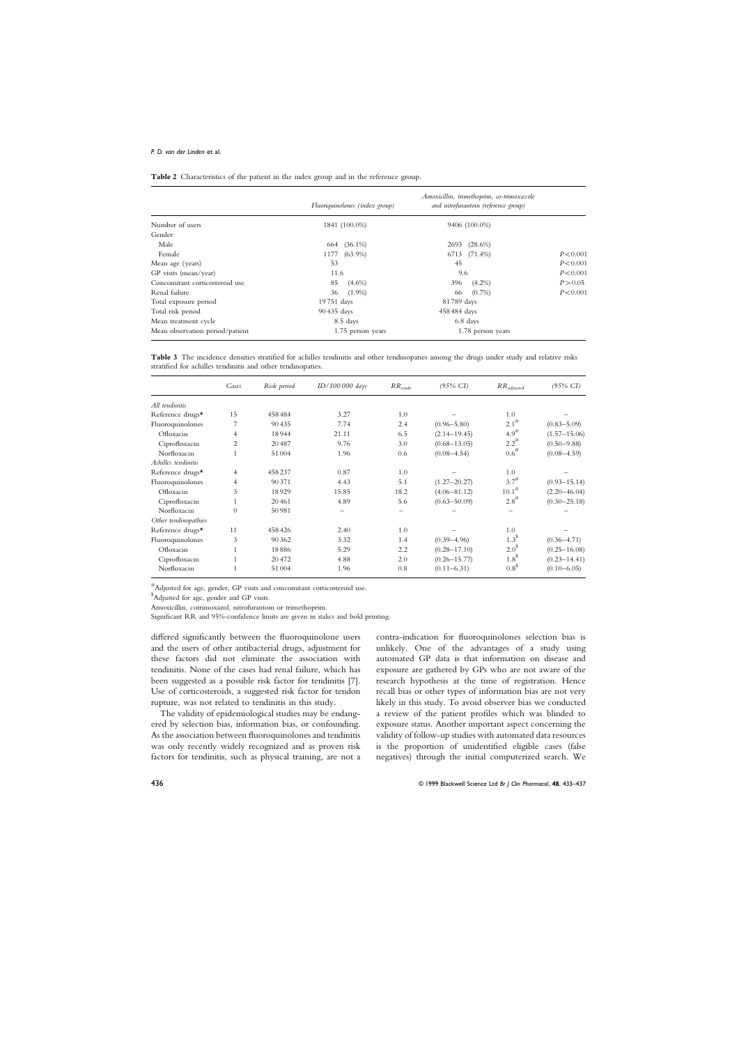**Table 2** Characteristics of the patient in the index group and in the reference group.

| | Fluoriquinolones (index group) | Amoxicillin, trimethoprim, co-trimoxazole and nitrofurantoin (reference group) | |
|---|---|---|---|
| Number of users | 1841 (100.0%) | 9406 (100.0%) | |
| Gender | | | |
| Male | 664 (36.1%) | 2693 (28.6%) | |
| Female | 1177 (63.9%) | 6713 (71.4%) | $P<0.001$ |
| Mean age (years) | 53 | 45 | $P<0.001$ |
| GP visits (mean/year) | 11.6 | 9.6 | $P<0.001$ |
| Concomitant corticosteroid use | 85 (4.6%) | 396 (4.2%) | $P>0.05$ |
| Renal failure | 36 (1.9%) | 66 (0.7%) | $P<0.001$ |
| Total exposure period | 19 751 days | 81 789 days | |
| Total risk period | 90 435 days | 458 484 days | |
| Mean treatment cycle | 8.5 days | 6.8 days | |
| Mean observation period/patient | 1.75 person years | 1.78 person years | |

**Table 3** The incidence densities stratified for achilles tendinitis and other tendinopathies among the drugs under study and relative risks stratified for achilles tendinitis and other tendinopathies.

| | Cases | Risk period | ID/100 000 days | $RR_{crude}$ | (95% CI) | $RR_{adjusted}$ | (95% CI) |
|---|---|---|---|---|---|---|---|
| *All tendinitis* | | | | | | | |
| Reference drugs* | 15 | 458 484 | 3.27 | 1.0 | – | 1.0 | – |
| Fluoroquinolones | 7 | 90 435 | 7.74 | 2.4 | (0.96–5.80) | 2.1[#] | (0.83–5.09) |
| Ofloxacin | 4 | 18 944 | 21.11 | 6.5 | (2.14–19.45) | 4.9[#] | (1.57–15.06) |
| Ciprofloxacin | 2 | 20 487 | 9.76 | 3.0 | (0.68–13.05) | 2.2[#] | (0.50–9.88) |
| Norfloxacin | 1 | 51 004 | 1.96 | 0.6 | (0.08–4.54) | 0.6[#] | (0.08–4.59) |
| *Achilles tendinitis* | | | | | | | |
| Reference drugs* | 4 | 458 237 | 0.87 | 1.0 | – | 1.0 | – |
| Fluoroquinolones | 4 | 90 371 | 4.43 | 5.1 | (1.27–20.27) | 3.7[#] | (0.93–15.14) |
| Ofloxacin | 3 | 18 929 | 15.85 | 18.2 | (4.06–81.12) | 10.1[#] | (2.20–46.04) |
| Ciprofloxacin | 1 | 20 461 | 4.89 | 5.6 | (0.63–50.09) | 2.8[#] | (0.30–25.18) |
| Norfloxacin | 0 | 50 981 | – | – | – | – | – |
| *Other tendinopathies* | | | | | | | |
| Reference drugs* | 11 | 458 426 | 2.40 | 1.0 | – | 1.0 | – |
| Fluoroquinolones | 3 | 90 362 | 3.32 | 1.4 | (0.39–4.96) | 1.3[$] | (0.36–4.71) |
| Ofloxacin | 1 | 18 886 | 5.29 | 2.2 | (0.28–17.10) | 2.0[$] | (0.25–16.08) |
| Ciprofloxacin | 1 | 20 472 | 4.88 | 2.0 | (0.26–15.77) | 1.8[$] | (0.23–14.41) |
| Norfloxacin | 1 | 51 004 | 1.96 | 0.8 | (0.11–6.31) | 0.8[$] | (0.10–6.05) |

[#]Adjusted for age, gender, GP visits and concomitant corticosteroid use.
[$]Adjusted for age, gender and GP visits.
Amoxicillin, cotrimoxazol, nitrofurantoin or trimethoprim.
Significant RR and 95%-confidence limits are given in italics and bold printing.

differed significantly between the fluoroquinolone users and the users of other antibacterial drugs, adjustment for these factors did not eliminate the association with tendinitis. None of the cases had renal failure, which has been suggested as a possible risk factor for tendinitis [7]. Use of corticosteroids, a suggested risk factor for tendon rupture, was not related to tendinitis in this study.

The validity of epidemiological studies may be endangered by selection bias, information bias, or confounding. As the association between fluoroquinolones and tendinitis was only recently widely recognized and as proven risk factors for tendinitis, such as physical training, are not a contra-indication for fluoroquinolones selection bias is unlikely. One of the advantages of a study using automated GP data is that information on disease and exposure are gathered by GPs who are not aware of the research hypothesis at the time of registration. Hence recall bias or other types of information bias are not very likely in this study. To avoid observer bias we conducted a review of the patient profiles which was blinded to exposure status. Another important aspect concerning the validity of follow-up studies with automated data resources is the proportion of unidentified eligible cases (false negatives) through the initial computerized search. We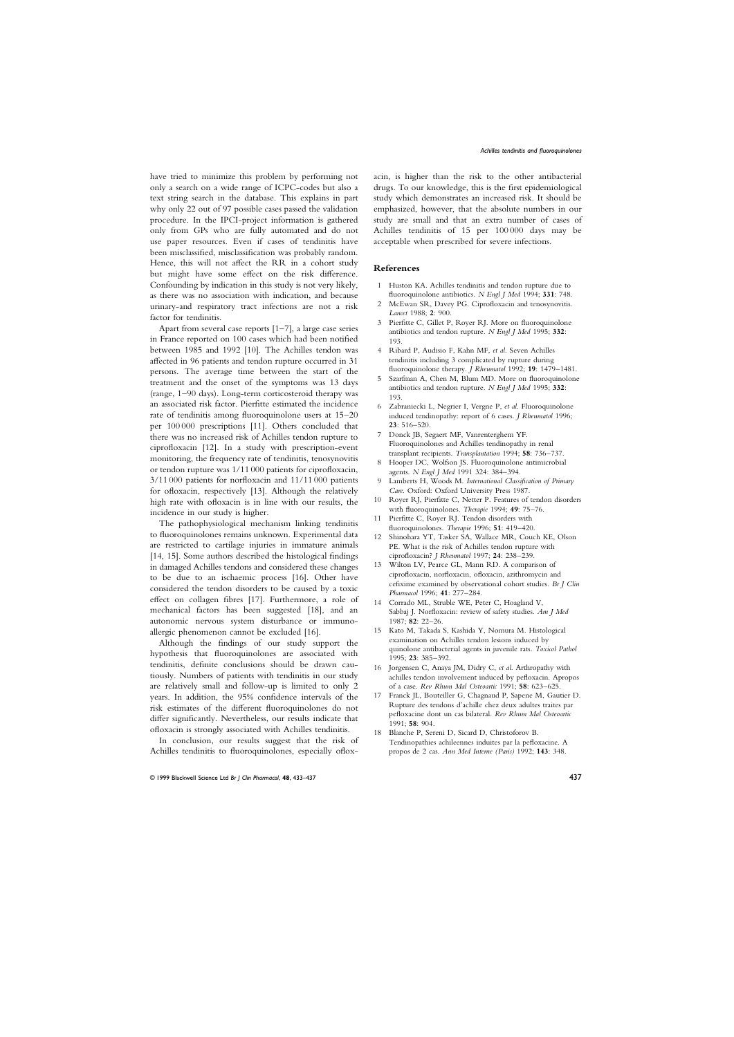have tried to minimize this problem by performing not only a search on a wide range of ICPC-codes but also a text string search in the database. This explains in part why only 22 out of 97 possible cases passed the validation procedure. In the IPCI-project information is gathered only from GPs who are fully automated and do not use paper resources. Even if cases of tendinitis have been misclassified, misclassification was probably random. Hence, this will not affect the RR in a cohort study but might have some effect on the risk difference. Confounding by indication in this study is not very likely, as there was no association with indication, and because urinary-and respiratory tract infections are not a risk factor for tendinitis.

Apart from several case reports [1–7], a large case series in France reported on 100 cases which had been notified between 1985 and 1992 [10]. The Achilles tendon was affected in 96 patients and tendon rupture occurred in 31 persons. The average time between the start of the treatment and the onset of the symptoms was 13 days (range, 1–90 days). Long-term corticosteroid therapy was an associated risk factor. Pierfitte estimated the incidence rate of tendinitis among fluoroquinolone users at 15–20 per 100 000 prescriptions [11]. Others concluded that there was no increased risk of Achilles tendon rupture to ciprofloxacin [12]. In a study with prescription-event monitoring, the frequency rate of tendinitis, tenosynovitis or tendon rupture was 1/11 000 patients for ciprofloxacin, 3/11 000 patients for norfloxacin and 11/11 000 patients for ofloxacin, respectively [13]. Although the relatively high rate with ofloxacin is in line with our results, the incidence in our study is higher.

The pathophysiological mechanism linking tendinitis to fluoroquinolones remains unknown. Experimental data are restricted to cartilage injuries in immature animals [14, 15]. Some authors described the histological findings in damaged Achilles tendons and considered these changes to be due to an ischaemic process [16]. Other have considered the tendon disorders to be caused by a toxic effect on collagen fibres [17]. Furthermore, a role of mechanical factors has been suggested [18], and an autonomic nervous system disturbance or immuno-allergic phenomenon cannot be excluded [16].

Although the findings of our study support the hypothesis that fluoroquinolones are associated with tendinitis, definite conclusions should be drawn cautiously. Numbers of patients with tendinitis in our study are relatively small and follow-up is limited to only 2 years. In addition, the 95% confidence intervals of the risk estimates of the different fluoroquinolones do not differ significantly. Nevertheless, our results indicate that ofloxacin is strongly associated with Achilles tendinitis.

In conclusion, our results suggest that the risk of Achilles tendinitis to fluoroquinolones, especially ofloxacin, is higher than the risk to the other antibacterial drugs. To our knowledge, this is the first epidemiological study which demonstrates an increased risk. It should be emphasized, however, that the absolute numbers in our study are small and that an extra number of cases of Achilles tendinitis of 15 per 100 000 days may be acceptable when prescribed for severe infections.

## References

1. Huston KA. Achilles tendinitis and tendon rupture due to fluoroquinolone antibiotics. *N Engl J Med* 1994; **331**: 748.
2. McEwan SR, Davey PG. Ciprofloxacin and tenosynovitis. *Lancet* 1988; **2**: 900.
3. Pierfitte C, Gillet P, Royer RJ. More on fluoroquinolone antibiotics and tendon rupture. *N Engl J Med* 1995; **332**: 193.
4. Ribard P, Audisio F, Kahn MF, *et al.* Seven Achilles tendinitis including 3 complicated by rupture during fluoroquinolone therapy. *J Rheumatol* 1992; **19**: 1479–1481.
5. Szarfman A, Chen M, Blum MD. More on fluoroquinolone antibiotics and tendon rupture. *N Engl J Med* 1995; **332**: 193.
6. Zabraniecki L, Negrier I, Vergne P, *et al.* Fluoroquinolone induced tendinopathy: report of 6 cases. *J Rheumatol* 1996; **23**: 516–520.
7. Donck JB, Segaert MF, Vanrenterghem YF. Fluoroquinolones and Achilles tendinopathy in renal transplant recipients. *Transplantation* 1994; **58**: 736–737.
8. Hooper DC, Wolfson JS. Fluoroquinolone antimicrobial agents. *N Engl J Med* 1991 324: 384–394.
9. Lamberts H, Woods M. *International Classification of Primary Care*. Oxford: Oxford University Press 1987.
10. Royer RJ, Pierfitte C, Netter P. Features of tendon disorders with fluoroquinolones. *Therapie* 1994; **49**: 75–76.
11. Pierfitte C, Royer RJ. Tendon disorders with fluoroquinolones. *Therapie* 1996; **51**: 419–420.
12. Shinohara YT, Tasker SA, Wallace MR, Couch KE, Olson PE. What is the risk of Achilles tendon rupture with ciprofloxacin? *J Rheumatol* 1997; **24**: 238–239.
13. Wilton LV, Pearce GL, Mann RD. A comparison of ciprofloxacin, norfloxacin, ofloxacin, azithromycin and cefixime examined by observational cohort studies. *Br J Clin Pharmacol* 1996; **41**: 277–284.
14. Corrado ML, Struble WE, Peter C, Hoagland V, Sabbaj J. Norfloxacin: review of safety studies. *Am J Med* 1987; **82**: 22–26.
15. Kato M, Takada S, Kashida Y, Nomura M. Histological examination on Achilles tendon lesions induced by quinolone antibacterial agents in juvenile rats. *Toxicol Pathol* 1995; **23**: 385–392.
16. Jorgensen C, Anaya JM, Didry C, *et al.* Arthropathy with achilles tendon involvement induced by pefloxacin. Apropos of a case. *Rev Rhum Mal Osteoartic* 1991; **58**: 623–625.
17. Franck JL, Bouteiller G, Chagnaud P, Sapene M, Gautier D. Rupture des tendons d'achille chez deux adultes traites par pefloxacine dont un cas bilateral. *Rev Rhum Mal Osteoartic* 1991; **58**: 904.
18. Blanche P, Sereni D, Sicard D, Christoforov B. Tendinopathies achileennes induites par la pefloxacine. A propos de 2 cas. *Ann Med Interne (Paris)* 1992; **143**: 348.